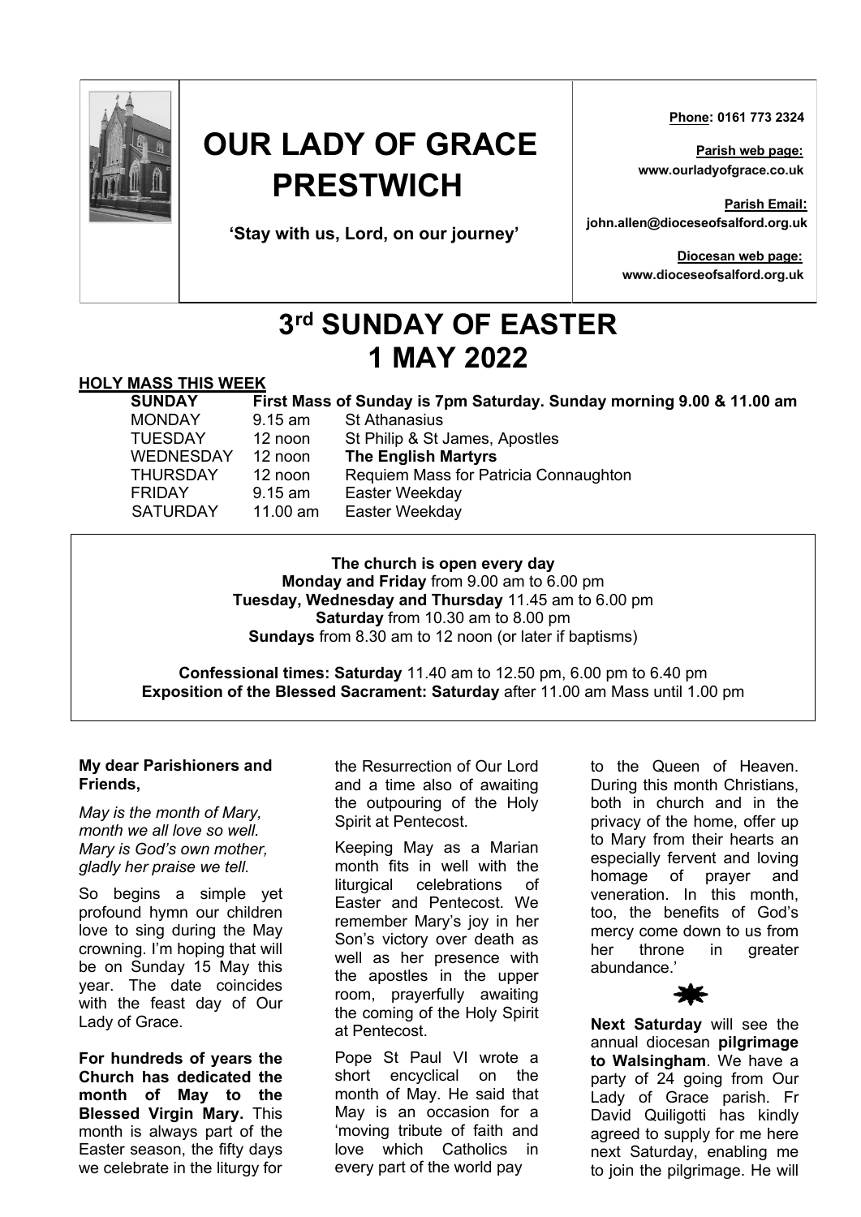# OUR LADY OF GRACE PRESTWICH

**'Stay with us, Lord, on our journey'**

**Phone: 0161 773 2324**

**Parish web page:** www.ourladyofgrace.co.uk

**Parish Email:** john.allen@dioceseofsalford.org.uk

**Diocesan web page:** www.dioceseofsalford.org.uk

# 3rd SUNDAY OF EASTER 1 MAY 2022

## HOLY MASS THIS WEEK

| | | |
|---|---|---|
| **SUNDAY** | **First Mass of Sunday is 7pm Saturday. Sunday morning 9.00 & 11.00 am** | |
| MONDAY | 9.15 am | St Athanasius |
| TUESDAY | 12 noon | St Philip & St James, Apostles |
| WEDNESDAY | 12 noon | **The English Martyrs** |
| THURSDAY | 12 noon | Requiem Mass for Patricia Connaughton |
| FRIDAY | 9.15 am | Easter Weekday |
| SATURDAY | 11.00 am | Easter Weekday |

**The church is open every day**
**Monday and Friday** from 9.00 am to 6.00 pm
**Tuesday, Wednesday and Thursday** 11.45 am to 6.00 pm
**Saturday** from 10.30 am to 8.00 pm
**Sundays** from 8.30 am to 12 noon (or later if baptisms)

**Confessional times: Saturday** 11.40 am to 12.50 pm, 6.00 pm to 6.40 pm
**Exposition of the Blessed Sacrament: Saturday** after 11.00 am Mass until 1.00 pm

**My dear Parishioners and Friends,**

*May is the month of Mary,*
*month we all love so well.*
*Mary is God's own mother,*
*gladly her praise we tell.*

So begins a simple yet profound hymn our children love to sing during the May crowning. I'm hoping that will be on Sunday 15 May this year. The date coincides with the feast day of Our Lady of Grace.

**For hundreds of years the Church has dedicated the month of May to the Blessed Virgin Mary.** This month is always part of the Easter season, the fifty days we celebrate in the liturgy for the Resurrection of Our Lord and a time also of awaiting the outpouring of the Holy Spirit at Pentecost.

Keeping May as a Marian month fits in well with the liturgical celebrations of Easter and Pentecost. We remember Mary's joy in her Son's victory over death as well as her presence with the apostles in the upper room, prayerfully awaiting the coming of the Holy Spirit at Pentecost.

Pope St Paul VI wrote a short encyclical on the month of May. He said that May is an occasion for a 'moving tribute of faith and love which Catholics in every part of the world pay to the Queen of Heaven. During this month Christians, both in church and in the privacy of the home, offer up to Mary from their hearts an especially fervent and loving homage of prayer and veneration. In this month, too, the benefits of God's mercy come down to us from her throne in greater abundance.'

**Next Saturday** will see the annual diocesan **pilgrimage to Walsingham**. We have a party of 24 going from Our Lady of Grace parish. Fr David Quiligotti has kindly agreed to supply for me here next Saturday, enabling me to join the pilgrimage. He will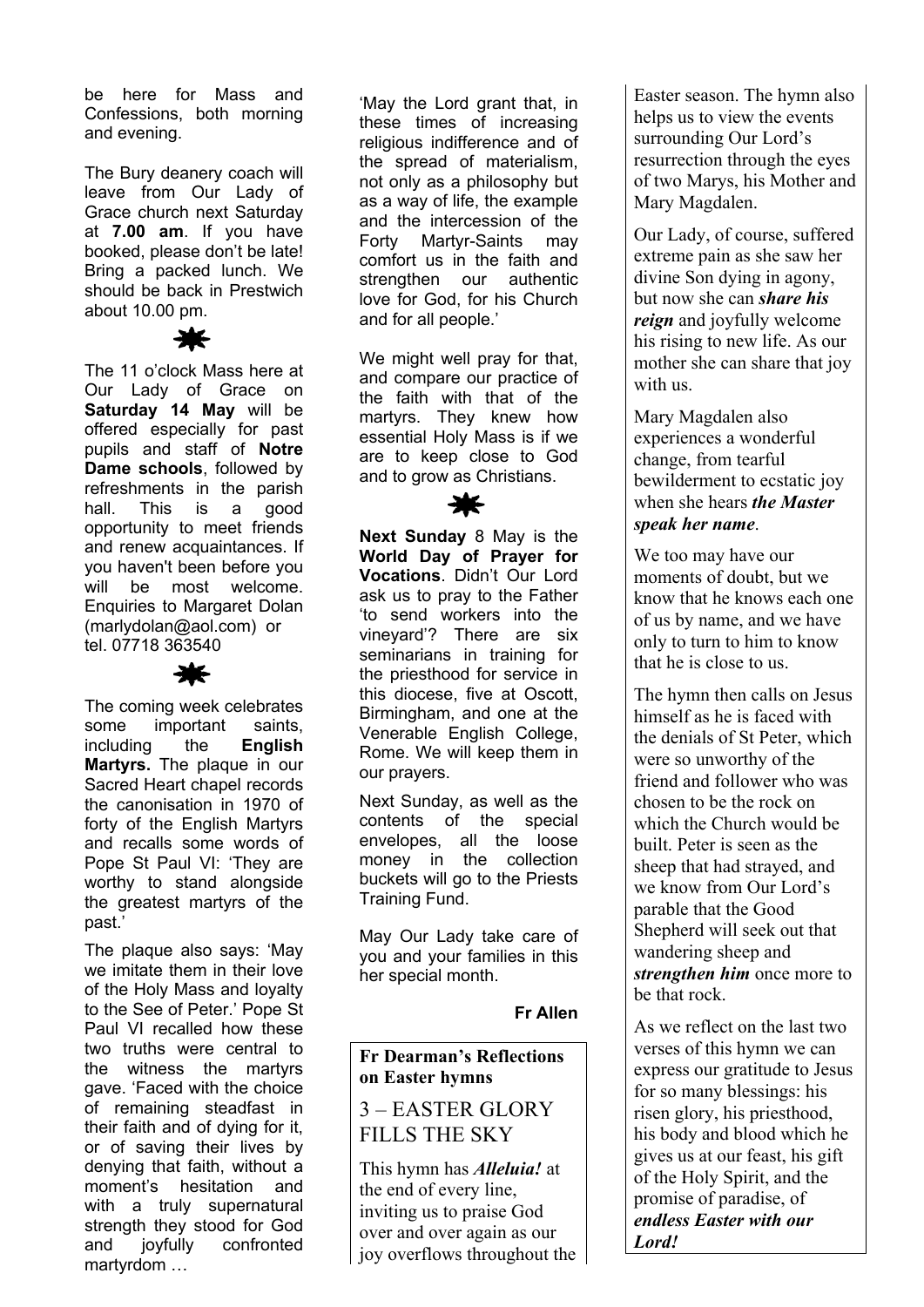be here for Mass and Confessions, both morning and evening.

The Bury deanery coach will leave from Our Lady of Grace church next Saturday at **7.00 am**. If you have booked, please don't be late! Bring a packed lunch. We should be back in Prestwich about 10.00 pm.

✱

The 11 o'clock Mass here at Our Lady of Grace on **Saturday 14 May** will be offered especially for past pupils and staff of **Notre Dame schools**, followed by refreshments in the parish hall. This is a good opportunity to meet friends and renew acquaintances. If you haven't been before you will be most welcome. Enquiries to Margaret Dolan (marlydolan@aol.com) or tel. 07718 363540

✱

The coming week celebrates some important saints, including the **English Martyrs.** The plaque in our Sacred Heart chapel records the canonisation in 1970 of forty of the English Martyrs and recalls some words of Pope St Paul VI: 'They are worthy to stand alongside the greatest martyrs of the past.'

The plaque also says: 'May we imitate them in their love of the Holy Mass and loyalty to the See of Peter.' Pope St Paul VI recalled how these two truths were central to the witness the martyrs gave. 'Faced with the choice of remaining steadfast in their faith and of dying for it, or of saving their lives by denying that faith, without a moment's hesitation and with a truly supernatural strength they stood for God and joyfully confronted martyrdom …

'May the Lord grant that, in these times of increasing religious indifference and of the spread of materialism, not only as a philosophy but as a way of life, the example and the intercession of the Forty Martyr-Saints may comfort us in the faith and strengthen our authentic love for God, for his Church and for all people.'

We might well pray for that, and compare our practice of the faith with that of the martyrs. They knew how essential Holy Mass is if we are to keep close to God and to grow as Christians.

✱

**Next Sunday** 8 May is the **World Day of Prayer for Vocations**. Didn't Our Lord ask us to pray to the Father 'to send workers into the vineyard'? There are six seminarians in training for the priesthood for service in this diocese, five at Oscott, Birmingham, and one at the Venerable English College, Rome. We will keep them in our prayers.

Next Sunday, as well as the contents of the special envelopes, all the loose money in the collection buckets will go to the Priests Training Fund.

May Our Lady take care of you and your families in this her special month.

**Fr Allen**

**Fr Dearman's Reflections on Easter hymns**

## 3 – EASTER GLORY FILLS THE SKY

This hymn has ***Alleluia!*** at the end of every line, inviting us to praise God over and over again as our joy overflows throughout the Easter season. The hymn also helps us to view the events surrounding Our Lord's resurrection through the eyes of two Marys, his Mother and Mary Magdalen.

Our Lady, of course, suffered extreme pain as she saw her divine Son dying in agony, but now she can ***share his reign*** and joyfully welcome his rising to new life. As our mother she can share that joy with us.

Mary Magdalen also experiences a wonderful change, from tearful bewilderment to ecstatic joy when she hears ***the Master speak her name***.

We too may have our moments of doubt, but we know that he knows each one of us by name, and we have only to turn to him to know that he is close to us.

The hymn then calls on Jesus himself as he is faced with the denials of St Peter, which were so unworthy of the friend and follower who was chosen to be the rock on which the Church would be built. Peter is seen as the sheep that had strayed, and we know from Our Lord's parable that the Good Shepherd will seek out that wandering sheep and ***strengthen him*** once more to be that rock.

As we reflect on the last two verses of this hymn we can express our gratitude to Jesus for so many blessings: his risen glory, his priesthood, his body and blood which he gives us at our feast, his gift of the Holy Spirit, and the promise of paradise, of ***endless Easter with our Lord!***